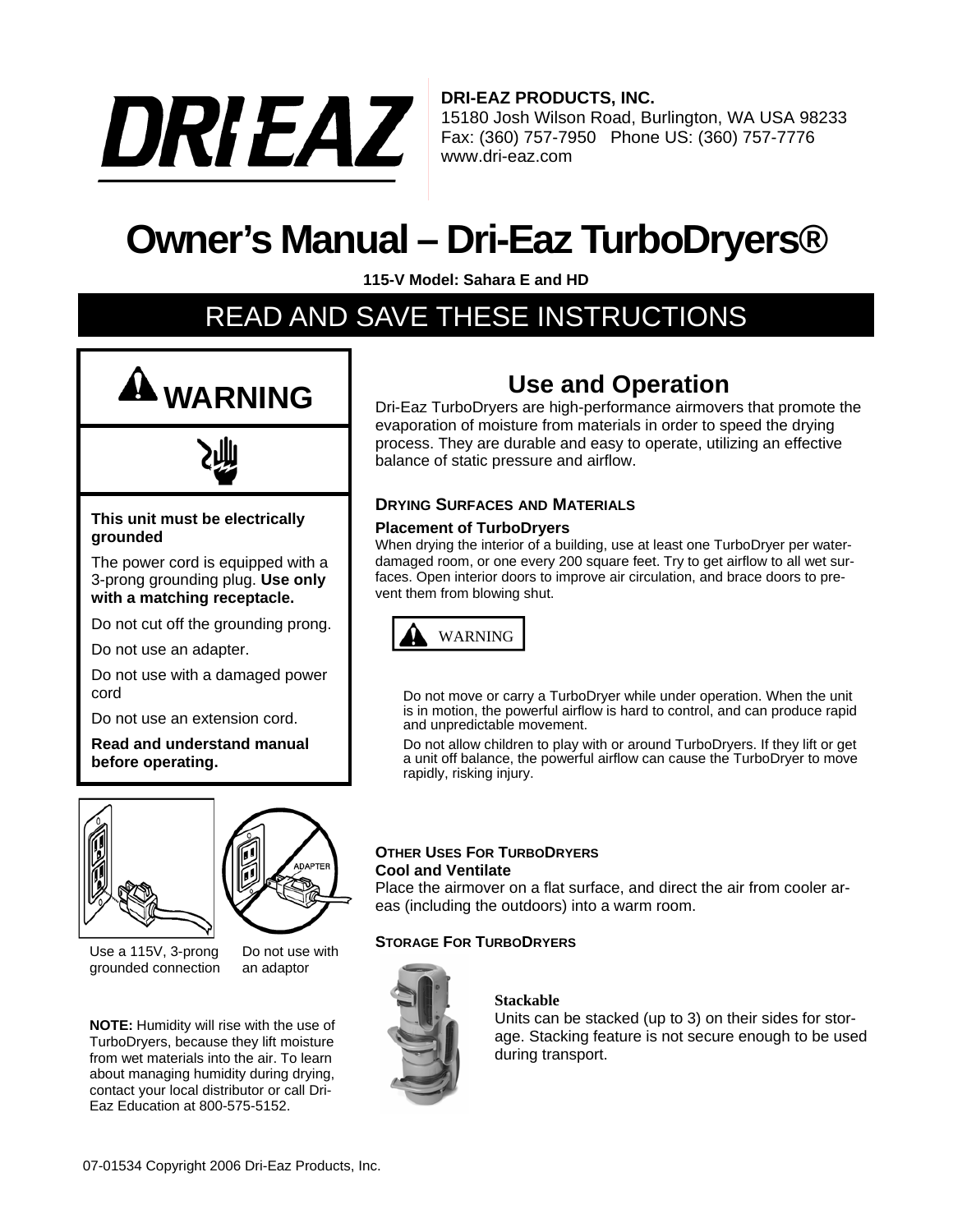**DRI-EAZ PRODUCTS, INC.**
15180 Josh Wilson Road, Burlington, WA USA 98233
Fax: (360) 757-7950 Phone US: (360) 757-7776
www.dri-eaz.com

# Owner's Manual – Dri-Eaz TurboDryers®

**115-V Model: Sahara E and HD**

## READ AND SAVE THESE INSTRUCTIONS

**WARNING**

**This unit must be electrically grounded**

The power cord is equipped with a 3-prong grounding plug. **Use only with a matching receptacle.**

Do not cut off the grounding prong.

Do not use an adapter.

Do not use with a damaged power cord

Do not use an extension cord.

**Read and understand manual before operating.**

Use a 115V, 3-prong grounded connection

Do not use with an adaptor

**NOTE:** Humidity will rise with the use of TurboDryers, because they lift moisture from wet materials into the air. To learn about managing humidity during drying, contact your local distributor or call Dri-Eaz Education at 800-575-5152.

## Use and Operation

Dri-Eaz TurboDryers are high-performance airmovers that promote the evaporation of moisture from materials in order to speed the drying process. They are durable and easy to operate, utilizing an effective balance of static pressure and airflow.

### DRYING SURFACES AND MATERIALS

**Placement of TurboDryers**

When drying the interior of a building, use at least one TurboDryer per water-damaged room, or one every 200 square feet. Try to get airflow to all wet surfaces. Open interior doors to improve air circulation, and brace doors to prevent them from blowing shut.

WARNING

Do not move or carry a TurboDryer while under operation. When the unit is in motion, the powerful airflow is hard to control, and can produce rapid and unpredictable movement.

Do not allow children to play with or around TurboDryers. If they lift or get a unit off balance, the powerful airflow can cause the TurboDryer to move rapidly, risking injury.

### OTHER USES FOR TURBODRYERS

**Cool and Ventilate**

Place the airmover on a flat surface, and direct the air from cooler areas (including the outdoors) into a warm room.

### STORAGE FOR TURBODRYERS

**Stackable**

Units can be stacked (up to 3) on their sides for storage. Stacking feature is not secure enough to be used during transport.

07-01534 Copyright 2006 Dri-Eaz Products, Inc.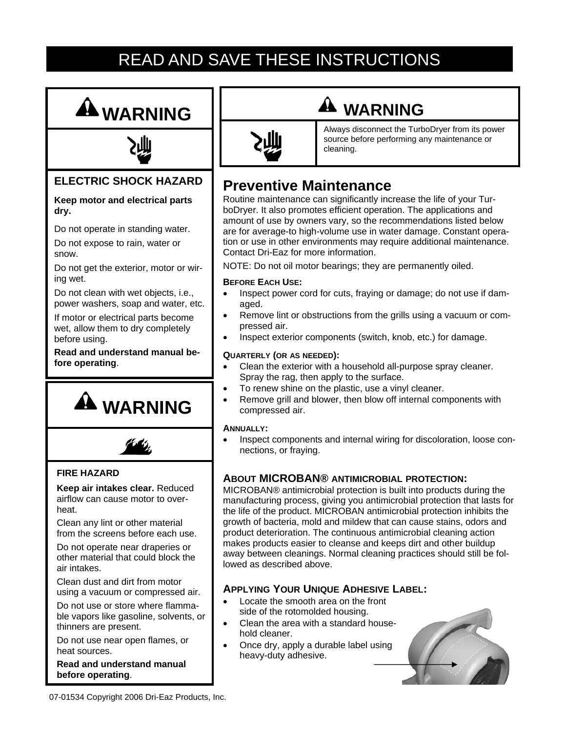# READ AND SAVE THESE INSTRUCTIONS

## ⚠ WARNING

### ELECTRIC SHOCK HAZARD

**Keep motor and electrical parts dry.**

Do not operate in standing water.

Do not expose to rain, water or snow.

Do not get the exterior, motor or wiring wet.

Do not clean with wet objects, i.e., power washers, soap and water, etc.

If motor or electrical parts become wet, allow them to dry completely before using.

**Read and understand manual before operating**.

## ⚠ WARNING

### FIRE HAZARD

**Keep air intakes clear.** Reduced airflow can cause motor to overheat.

Clean any lint or other material from the screens before each use.

Do not operate near draperies or other material that could block the air intakes.

Clean dust and dirt from motor using a vacuum or compressed air.

Do not use or store where flammable vapors like gasoline, solvents, or thinners are present.

Do not use near open flames, or heat sources.

**Read and understand manual before operating**.

## ⚠ WARNING

Always disconnect the TurboDryer from its power source before performing any maintenance or cleaning.

## Preventive Maintenance

Routine maintenance can significantly increase the life of your TurboDryer. It also promotes efficient operation. The applications and amount of use by owners vary, so the recommendations listed below are for average-to high-volume use in water damage. Constant operation or use in other environments may require additional maintenance. Contact Dri-Eaz for more information.

NOTE: Do not oil motor bearings; they are permanently oiled.

**BEFORE EACH USE:**

- Inspect power cord for cuts, fraying or damage; do not use if damaged.
- Remove lint or obstructions from the grills using a vacuum or compressed air.
- Inspect exterior components (switch, knob, etc.) for damage.

**QUARTERLY (OR AS NEEDED):**

- Clean the exterior with a household all-purpose spray cleaner. Spray the rag, then apply to the surface.
- To renew shine on the plastic, use a vinyl cleaner.
- Remove grill and blower, then blow off internal components with compressed air.

**ANNUALLY:**

- Inspect components and internal wiring for discoloration, loose connections, or fraying.

### ABOUT MICROBAN® ANTIMICROBIAL PROTECTION:

MICROBAN® antimicrobial protection is built into products during the manufacturing process, giving you antimicrobial protection that lasts for the life of the product. MICROBAN antimicrobial protection inhibits the growth of bacteria, mold and mildew that can cause stains, odors and product deterioration. The continuous antimicrobial cleaning action makes products easier to cleanse and keeps dirt and other buildup away between cleanings. Normal cleaning practices should still be followed as described above.

### APPLYING YOUR UNIQUE ADHESIVE LABEL:

- Locate the smooth area on the front side of the rotomolded housing.
- Clean the area with a standard household cleaner.
- Once dry, apply a durable label using heavy-duty adhesive.

07-01534 Copyright 2006 Dri-Eaz Products, Inc.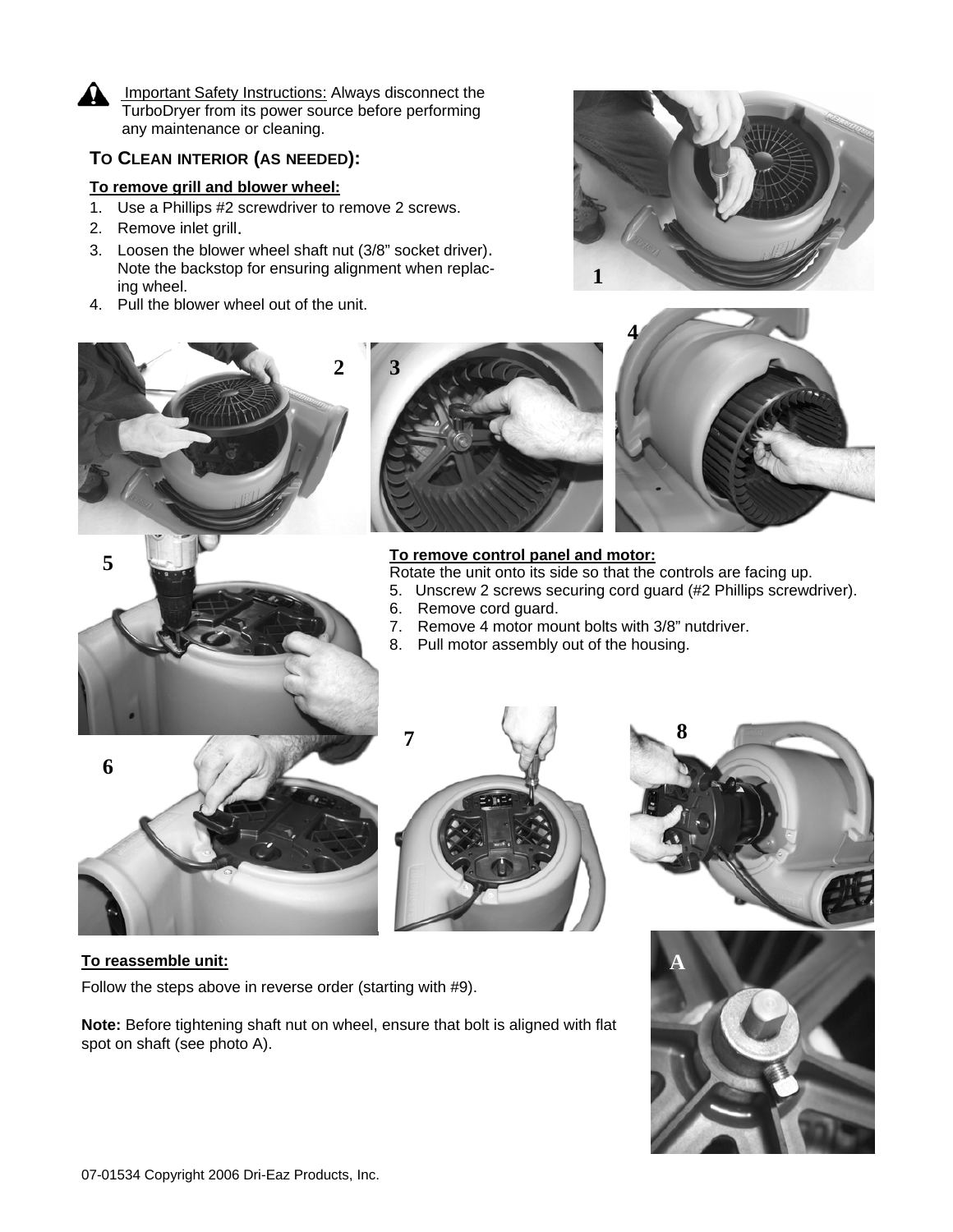**Important Safety Instructions:** Always disconnect the TurboDryer from its power source before performing any maintenance or cleaning.

## To Clean Interior (as needed):

**To remove grill and blower wheel:**

1. Use a Phillips #2 screwdriver to remove 2 screws.
2. Remove inlet grill.
3. Loosen the blower wheel shaft nut (3/8" socket driver). Note the backstop for ensuring alignment when replacing wheel.
4. Pull the blower wheel out of the unit.

**To remove control panel and motor:**

Rotate the unit onto its side so that the controls are facing up.

5. Unscrew 2 screws securing cord guard (#2 Phillips screwdriver).
6. Remove cord guard.
7. Remove 4 motor mount bolts with 3/8" nutdriver.
8. Pull motor assembly out of the housing.

**To reassemble unit:**

Follow the steps above in reverse order (starting with #9).

**Note:** Before tightening shaft nut on wheel, ensure that bolt is aligned with flat spot on shaft (see photo A).

07-01534 Copyright 2006 Dri-Eaz Products, Inc.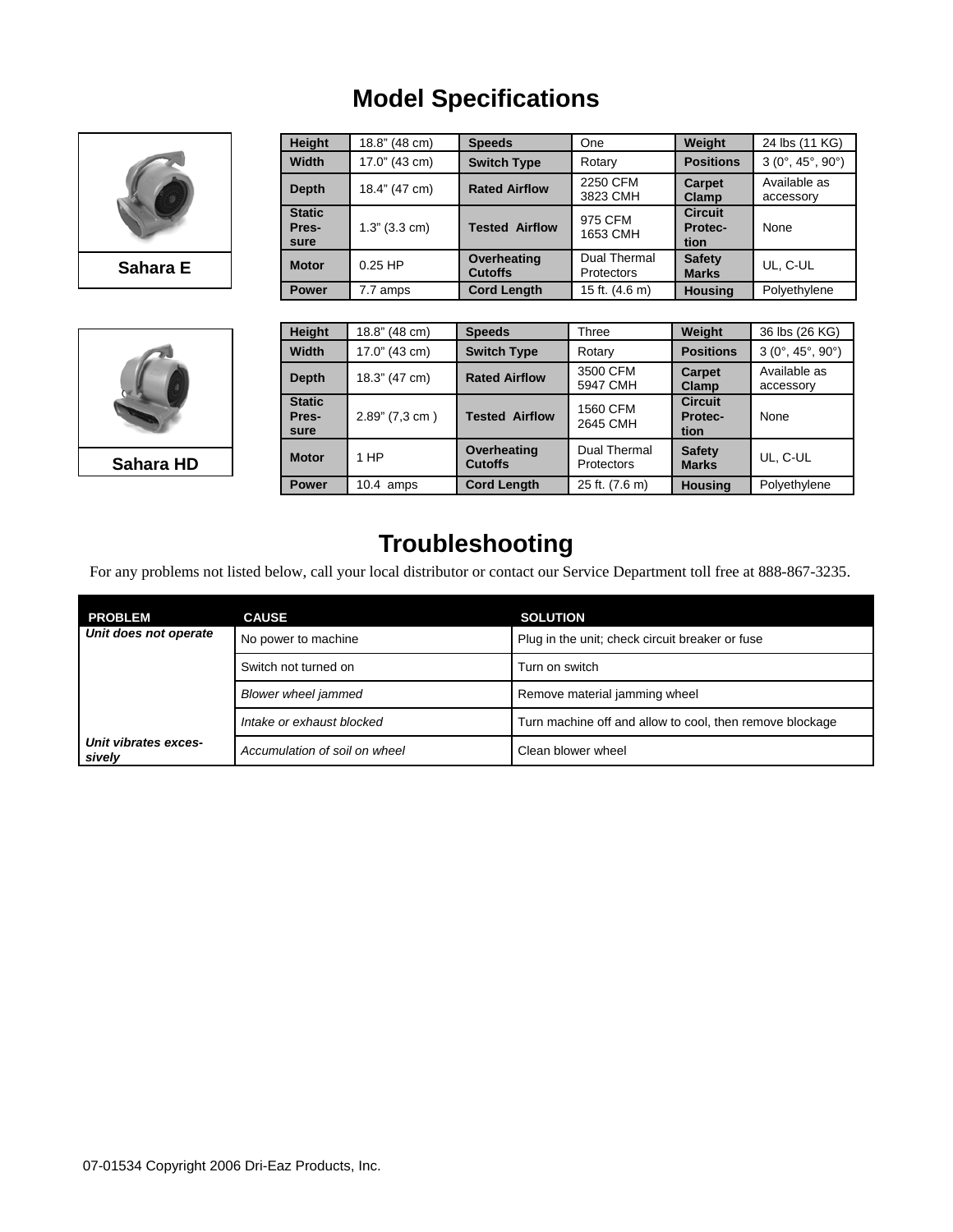# Model Specifications

**Sahara E**

| Height | 18.8" (48 cm) | Speeds | One | Weight | 24 lbs (11 KG) |
|---|---|---|---|---|---|
| Width | 17.0" (43 cm) | Switch Type | Rotary | Positions | 3 (0°, 45°, 90°) |
| Depth | 18.4" (47 cm) | Rated Airflow | 2250 CFM 3823 CMH | Carpet Clamp | Available as accessory |
| Static Pressure | 1.3" (3.3 cm) | Tested Airflow | 975 CFM 1653 CMH | Circuit Protection | None |
| Motor | 0.25 HP | Overheating Cutoffs | Dual Thermal Protectors | Safety Marks | UL, C-UL |
| Power | 7.7 amps | Cord Length | 15 ft. (4.6 m) | Housing | Polyethylene |

**Sahara HD**

| Height | 18.8" (48 cm) | Speeds | Three | Weight | 36 lbs (26 KG) |
|---|---|---|---|---|---|
| Width | 17.0" (43 cm) | Switch Type | Rotary | Positions | 3 (0°, 45°, 90°) |
| Depth | 18.3" (47 cm) | Rated Airflow | 3500 CFM 5947 CMH | Carpet Clamp | Available as accessory |
| Static Pressure | 2.89" (7,3 cm ) | Tested Airflow | 1560 CFM 2645 CMH | Circuit Protection | None |
| Motor | 1 HP | Overheating Cutoffs | Dual Thermal Protectors | Safety Marks | UL, C-UL |
| Power | 10.4 amps | Cord Length | 25 ft. (7.6 m) | Housing | Polyethylene |

# Troubleshooting

For any problems not listed below, call your local distributor or contact our Service Department toll free at 888-867-3235.

| PROBLEM | CAUSE | SOLUTION |
|---|---|---|
| *Unit does not operate* | No power to machine | Plug in the unit; check circuit breaker or fuse |
| | Switch not turned on | Turn on switch |
| | *Blower wheel jammed* | Remove material jamming wheel |
| | *Intake or exhaust blocked* | Turn machine off and allow to cool, then remove blockage |
| *Unit vibrates excessively* | *Accumulation of soil on wheel* | Clean blower wheel |

07-01534 Copyright 2006 Dri-Eaz Products, Inc.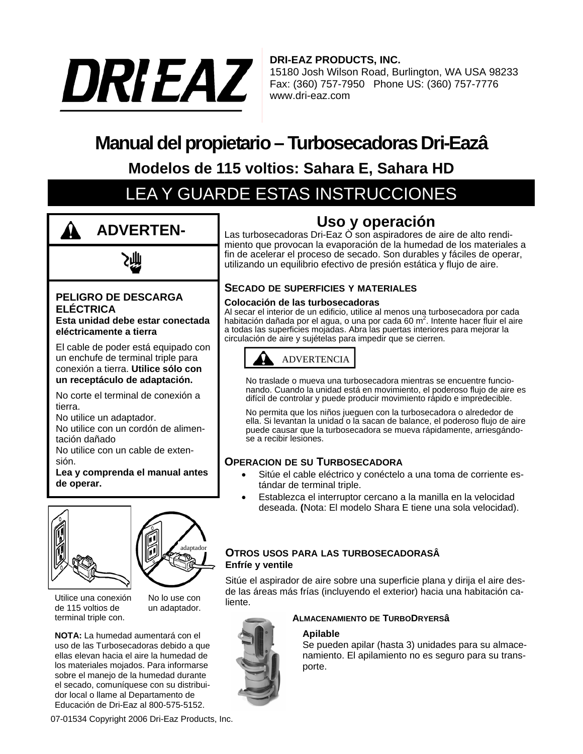**DRI-EAZ PRODUCTS, INC.**
15180 Josh Wilson Road, Burlington, WA USA 98233
Fax: (360) 757-7950 Phone US: (360) 757-7776
www.dri-eaz.com

# Manual del propietario – Turbosecadoras Dri-Eazâ

## Modelos de 115 voltios: Sahara E, Sahara HD

## LEA Y GUARDE ESTAS INSTRUCCIONES

**ADVERTEN-**

**PELIGRO DE DESCARGA ELÉCTRICA**
**Esta unidad debe estar conectada eléctricamente a tierra**

El cable de poder está equipado con un enchufe de terminal triple para conexión a tierra. **Utilice sólo con un receptáculo de adaptación.**

No corte el terminal de conexión a tierra.
No utilice un adaptador.
No utilice con un cordón de alimentación dañado
No utilice con un cable de extensión.
**Lea y comprenda el manual antes de operar.**

adaptador

Utilice una conexión de 115 voltios de terminal triple con.

No lo use con un adaptador.

**NOTA:** La humedad aumentará con el uso de las Turbosecadoras debido a que ellas elevan hacia el aire la humedad de los materiales mojados. Para informarse sobre el manejo de la humedad durante el secado, comuníquese con su distribuidor local o llame al Departamento de Educación de Dri-Eaz al 800-575-5152.

## Uso y operación

Las turbosecadoras Dri-Eaz Ò son aspiradores de aire de alto rendimiento que provocan la evaporación de la humedad de los materiales a fin de acelerar el proceso de secado. Son durables y fáciles de operar, utilizando un equilibrio efectivo de presión estática y flujo de aire.

### SECADO DE SUPERFICIES Y MATERIALES

**Colocación de las turbosecadoras**
Al secar el interior de un edificio, utilice al menos una turbosecadora por cada habitación dañada por el agua, o una por cada 60 m$^2$. Intente hacer fluir el aire a todas las superficies mojadas. Abra las puertas interiores para mejorar la circulación de aire y sujételas para impedir que se cierren.

**ADVERTENCIA**

No traslade o mueva una turbosecadora mientras se encuentre funcionando. Cuando la unidad está en movimiento, el poderoso flujo de aire es difícil de controlar y puede producir movimiento rápido e impredecible.

No permita que los niños jueguen con la turbosecadora o alrededor de ella. Si levantan la unidad o la sacan de balance, el poderoso flujo de aire puede causar que la turbosecadora se mueva rápidamente, arriesgándose a recibir lesiones.

### OPERACION DE SU TURBOSECADORA

- Sitúe el cable eléctrico y conéctelo a una toma de corriente estándar de terminal triple.
- Establezca el interruptor cercano a la manilla en la velocidad deseada. **(**Nota: El modelo Shara E tiene una sola velocidad).

### OTROS USOS PARA LAS TURBOSECADORASÂ

**Enfríe y ventile**

Sitúe el aspirador de aire sobre una superficie plana y dirija el aire desde las áreas más frías (incluyendo el exterior) hacia una habitación caliente.

### ALMACENAMIENTO DE TURBODRYERSâ

**Apilable**
Se pueden apilar (hasta 3) unidades para su almacenamiento. El apilamiento no es seguro para su transporte.

07-01534 Copyright 2006 Dri-Eaz Products, Inc.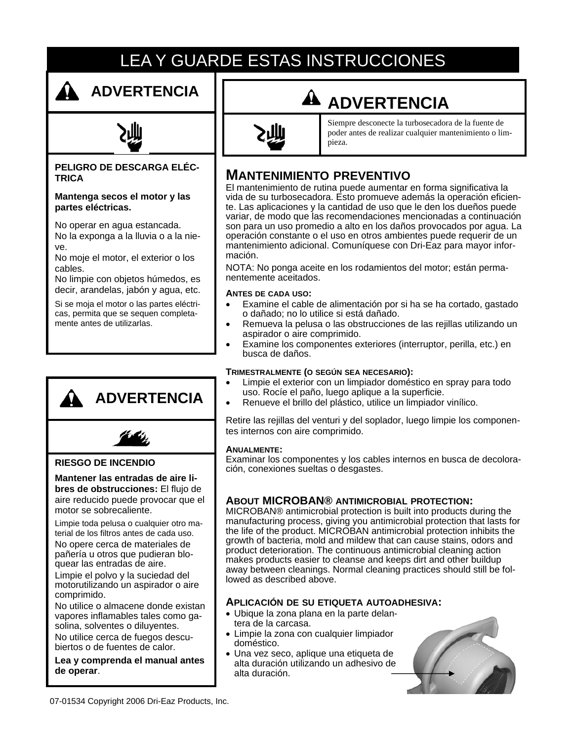# LEA Y GUARDE ESTAS INSTRUCCIONES

## ⚠ ADVERTENCIA

**PELIGRO DE DESCARGA ELÉCTRICA**

**Mantenga secos el motor y las partes eléctricas.**

No operar en agua estancada.
No la exponga a la lluvia o a la nieve.
No moje el motor, el exterior o los cables.
No limpie con objetos húmedos, es decir, arandelas, jabón y agua, etc.

Si se moja el motor o las partes eléctricas, permita que se sequen completamente antes de utilizarlas.

## ⚠ ADVERTENCIA

**RIESGO DE INCENDIO**

**Mantener las entradas de aire libres de obstrucciones:** El flujo de aire reducido puede provocar que el motor se sobrecaliente.

Limpie toda pelusa o cualquier otro material de los filtros antes de cada uso.
No opere cerca de materiales de pañería u otros que pudieran bloquear las entradas de aire.
Limpie el polvo y la suciedad del motorutilizando un aspirador o aire comprimido.
No utilice o almacene donde existan vapores inflamables tales como gasolina, solventes o diluyentes.
No utilice cerca de fuegos descubiertos o de fuentes de calor.

**Lea y comprenda el manual antes de operar**.

## ⚠ ADVERTENCIA

Siempre desconecte la turbosecadora de la fuente de poder antes de realizar cualquier mantenimiento o limpieza.

## MANTENIMIENTO PREVENTIVO

El mantenimiento de rutina puede aumentar en forma significativa la vida de su turbosecadora. Esto promueve además la operación eficiente. Las aplicaciones y la cantidad de uso que le den los dueños puede variar, de modo que las recomendaciones mencionadas a continuación son para un uso promedio a alto en los daños provocados por agua. La operación constante o el uso en otros ambientes puede requerir de un mantenimiento adicional. Comuníquese con Dri-Eaz para mayor información.

NOTA: No ponga aceite en los rodamientos del motor; están permanentemente aceitados.

### ANTES DE CADA USO:

- Examine el cable de alimentación por si ha se ha cortado, gastado o dañado; no lo utilice si está dañado.
- Remueva la pelusa o las obstrucciones de las rejillas utilizando un aspirador o aire comprimido.
- Examine los componentes exteriores (interruptor, perilla, etc.) en busca de daños.

### TRIMESTRALMENTE (O SEGÚN SEA NECESARIO):

- Limpie el exterior con un limpiador doméstico en spray para todo uso. Rocíe el paño, luego aplique a la superficie.
- Renueve el brillo del plástico, utilice un limpiador vinílico.

Retire las rejillas del venturi y del soplador, luego limpie los componentes internos con aire comprimido.

### ANUALMENTE:

Examinar los componentes y los cables internos en busca de decoloración, conexiones sueltas o desgastes.

### ABOUT MICROBAN® ANTIMICROBIAL PROTECTION:

MICROBAN® antimicrobial protection is built into products during the manufacturing process, giving you antimicrobial protection that lasts for the life of the product. MICROBAN antimicrobial protection inhibits the growth of bacteria, mold and mildew that can cause stains, odors and product deterioration. The continuous antimicrobial cleaning action makes products easier to cleanse and keeps dirt and other buildup away between cleanings. Normal cleaning practices should still be followed as described above.

### APLICACIÓN DE SU ETIQUETA AUTOADHESIVA:

- Ubique la zona plana en la parte delantera de la carcasa.
- Limpie la zona con cualquier limpiador doméstico.
- Una vez seco, aplique una etiqueta de alta duración utilizando un adhesivo de alta duración.

07-01534 Copyright 2006 Dri-Eaz Products, Inc.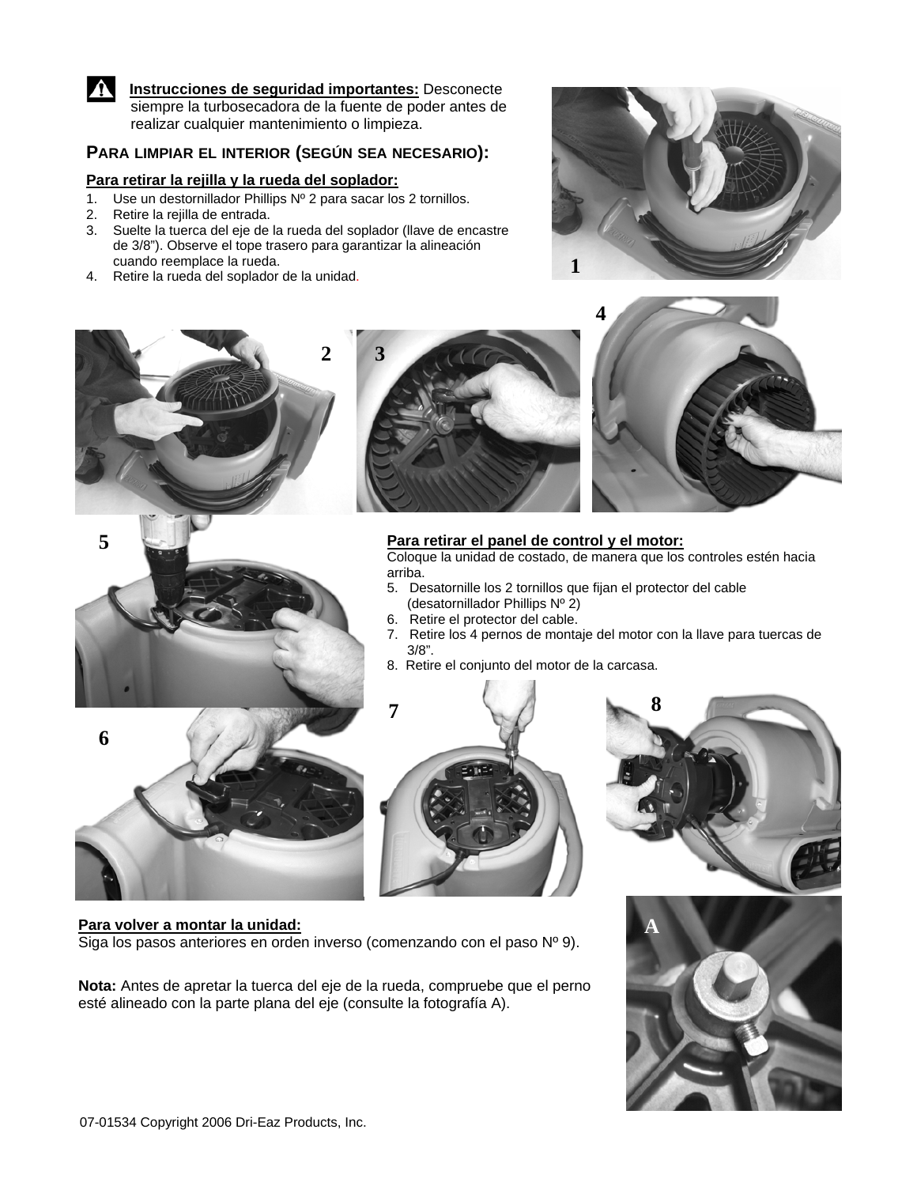**Instrucciones de seguridad importantes:** Desconecte siempre la turbosecadora de la fuente de poder antes de realizar cualquier mantenimiento o limpieza.

## PARA LIMPIAR EL INTERIOR (SEGÚN SEA NECESARIO):

**Para retirar la rejilla y la rueda del soplador:**

1. Use un destornillador Phillips Nº 2 para sacar los 2 tornillos.
2. Retire la rejilla de entrada.
3. Suelte la tuerca del eje de la rueda del soplador (llave de encastre de 3/8"). Observe el tope trasero para garantizar la alineación cuando reemplace la rueda.
4. Retire la rueda del soplador de la unidad.

**Para retirar el panel de control y el motor:**

Coloque la unidad de costado, de manera que los controles estén hacia arriba.

5. Desatornille los 2 tornillos que fijan el protector del cable (desatornillador Phillips Nº 2)
6. Retire el protector del cable.
7. Retire los 4 pernos de montaje del motor con la llave para tuercas de 3/8".
8. Retire el conjunto del motor de la carcasa.

**Para volver a montar la unidad:**

Siga los pasos anteriores en orden inverso (comenzando con el paso Nº 9).

**Nota:** Antes de apretar la tuerca del eje de la rueda, compruebe que el perno esté alineado con la parte plana del eje (consulte la fotografía A).

07-01534 Copyright 2006 Dri-Eaz Products, Inc.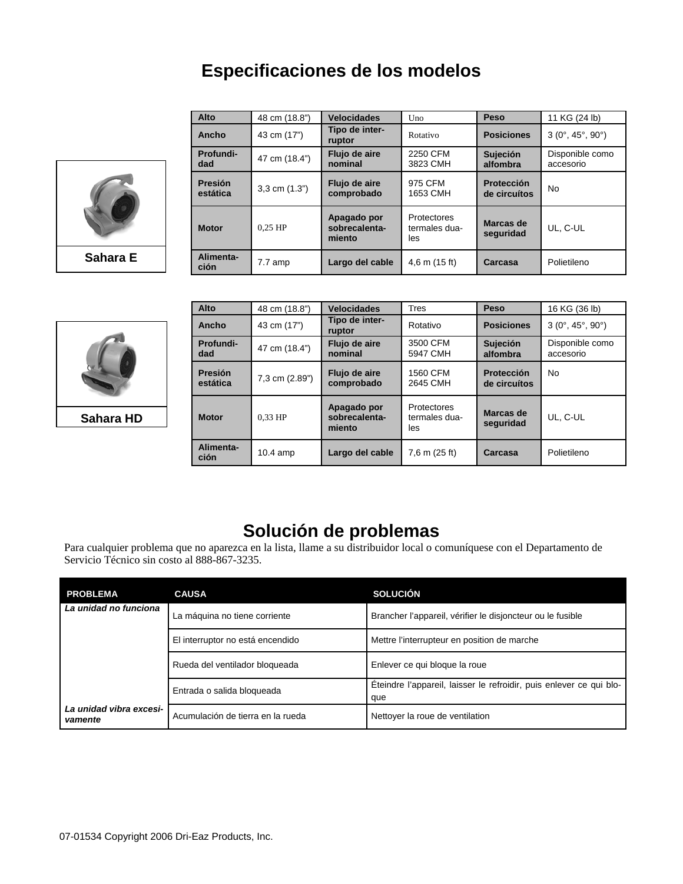# Especificaciones de los modelos

**Sahara E**

| Alto | 48 cm (18.8") | Velocidades | Uno | Peso | 11 KG (24 lb) |
|---|---|---|---|---|---|
| Ancho | 43 cm (17") | Tipo de interruptor | Rotativo | Posiciones | 3 (0°, 45°, 90°) |
| Profundidad | 47 cm (18.4") | Flujo de aire nominal | 2250 CFM 3823 CMH | Sujeción alfombra | Disponible como accesorio |
| Presión estática | 3,3 cm (1.3") | Flujo de aire comprobado | 975 CFM 1653 CMH | Protección de circuítos | No |
| Motor | 0,25 HP | Apagado por sobrecalentamiento | Protectores termales duales | Marcas de seguridad | UL, C-UL |
| Alimentación | 7.7 amp | Largo del cable | 4,6 m (15 ft) | Carcasa | Polietileno |

**Sahara HD**

| Alto | 48 cm (18.8") | Velocidades | Tres | Peso | 16 KG (36 lb) |
|---|---|---|---|---|---|
| Ancho | 43 cm (17") | Tipo de interruptor | Rotativo | Posiciones | 3 (0°, 45°, 90°) |
| Profundidad | 47 cm (18.4") | Flujo de aire nominal | 3500 CFM 5947 CMH | Sujeción alfombra | Disponible como accesorio |
| Presión estática | 7,3 cm (2.89") | Flujo de aire comprobado | 1560 CFM 2645 CMH | Protección de circuítos | No |
| Motor | 0,33 HP | Apagado por sobrecalentamiento | Protectores termales duales | Marcas de seguridad | UL, C-UL |
| Alimentación | 10.4 amp | Largo del cable | 7,6 m (25 ft) | Carcasa | Polietileno |

# Solución de problemas

Para cualquier problema que no aparezca en la lista, llame a su distribuidor local o comuníquese con el Departamento de Servicio Técnico sin costo al 888-867-3235.

| PROBLEMA | CAUSA | SOLUCIÓN |
|---|---|---|
| *La unidad no funciona* | La máquina no tiene corriente | Brancher l'appareil, vérifier le disjoncteur ou le fusible |
| | El interruptor no está encendido | Mettre l'interrupteur en position de marche |
| | Rueda del ventilador bloqueada | Enlever ce qui bloque la roue |
| | Entrada o salida bloqueada | Éteindre l'appareil, laisser le refroidir, puis enlever ce qui bloque |
| *La unidad vibra excesivamente* | Acumulación de tierra en la rueda | Nettoyer la roue de ventilation |

07-01534 Copyright 2006 Dri-Eaz Products, Inc.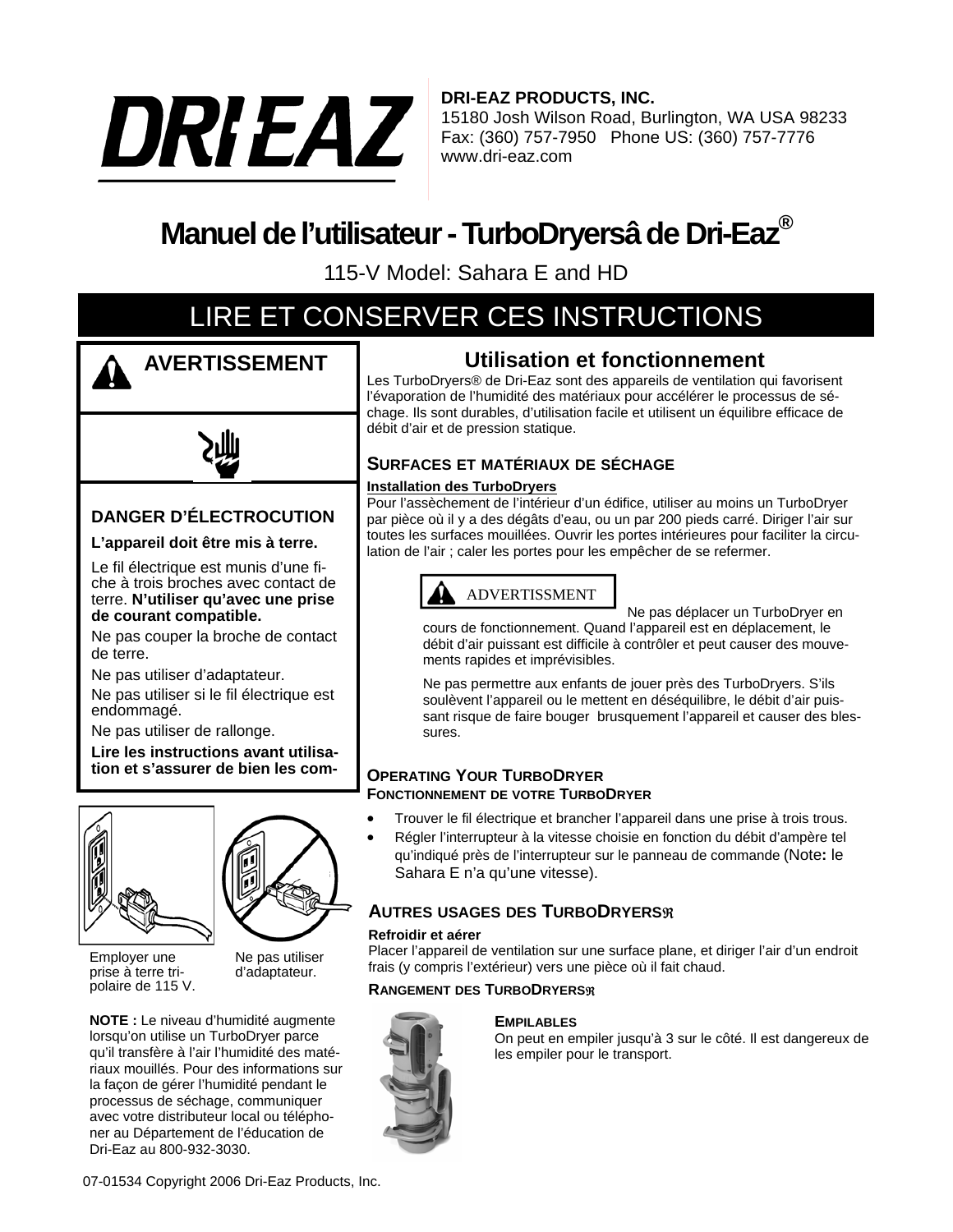**DRI-EAZ PRODUCTS, INC.**
15180 Josh Wilson Road, Burlington, WA USA 98233
Fax: (360) 757-7950 Phone US: (360) 757-7776
www.dri-eaz.com

# Manuel de l'utilisateur - TurboDryersâ de Dri-Eaz®

115-V Model: Sahara E and HD

## LIRE ET CONSERVER CES INSTRUCTIONS

### AVERTISSEMENT

**DANGER D'ÉLECTROCUTION**

**L'appareil doit être mis à terre.**

Le fil électrique est munis d'une fiche à trois broches avec contact de terre. **N'utiliser qu'avec une prise de courant compatible.**

Ne pas couper la broche de contact de terre.

Ne pas utiliser d'adaptateur.

Ne pas utiliser si le fil électrique est endommagé.

Ne pas utiliser de rallonge.

**Lire les instructions avant utilisation et s'assurer de bien les com-**

Employer une prise à terre tripolaire de 115 V.

Ne pas utiliser d'adaptateur.

**NOTE :** Le niveau d'humidité augmente lorsqu'on utilise un TurboDryer parce qu'il transfère à l'air l'humidité des matériaux mouillés. Pour des informations sur la façon de gérer l'humidité pendant le processus de séchage, communiquer avec votre distributeur local ou téléphoner au Département de l'éducation de Dri-Eaz au 800-932-3030.

## Utilisation et fonctionnement

Les TurboDryers® de Dri-Eaz sont des appareils de ventilation qui favorisent l'évaporation de l'humidité des matériaux pour accélérer le processus de séchage. Ils sont durables, d'utilisation facile et utilisent un équilibre efficace de débit d'air et de pression statique.

### SURFACES ET MATÉRIAUX DE SÉCHAGE

**Installation des TurboDryers**

Pour l'assèchement de l'intérieur d'un édifice, utiliser au moins un TurboDryer par pièce où il y a des dégâts d'eau, ou un par 200 pieds carré. Diriger l'air sur toutes les surfaces mouillées. Ouvrir les portes intérieures pour faciliter la circulation de l'air ; caler les portes pour les empêcher de se refermer.

ADVERTISSMENT

Ne pas déplacer un TurboDryer en cours de fonctionnement. Quand l'appareil est en déplacement, le débit d'air puissant est difficile à contrôler et peut causer des mouvements rapides et imprévisibles.

Ne pas permettre aux enfants de jouer près des TurboDryers. S'ils soulèvent l'appareil ou le mettent en déséquilibre, le débit d'air puissant risque de faire bouger brusquement l'appareil et causer des blessures.

### OPERATING YOUR TURBODRYER
### FONCTIONNEMENT DE VOTRE TURBODRYER

- Trouver le fil électrique et brancher l'appareil dans une prise à trois trous.
- Régler l'interrupteur à la vitesse choisie en fonction du débit d'ampère tel qu'indiqué près de l'interrupteur sur le panneau de commande (Note**:** le Sahara E n'a qu'une vitesse).

### AUTRES USAGES DES TURBODRYERS®

**Refroidir et aérer**

Placer l'appareil de ventilation sur une surface plane, et diriger l'air d'un endroit frais (y compris l'extérieur) vers une pièce où il fait chaud.

### RANGEMENT DES TURBODRYERS®

**EMPILABLES**

On peut en empiler jusqu'à 3 sur le côté. Il est dangereux de les empiler pour le transport.

07-01534 Copyright 2006 Dri-Eaz Products, Inc.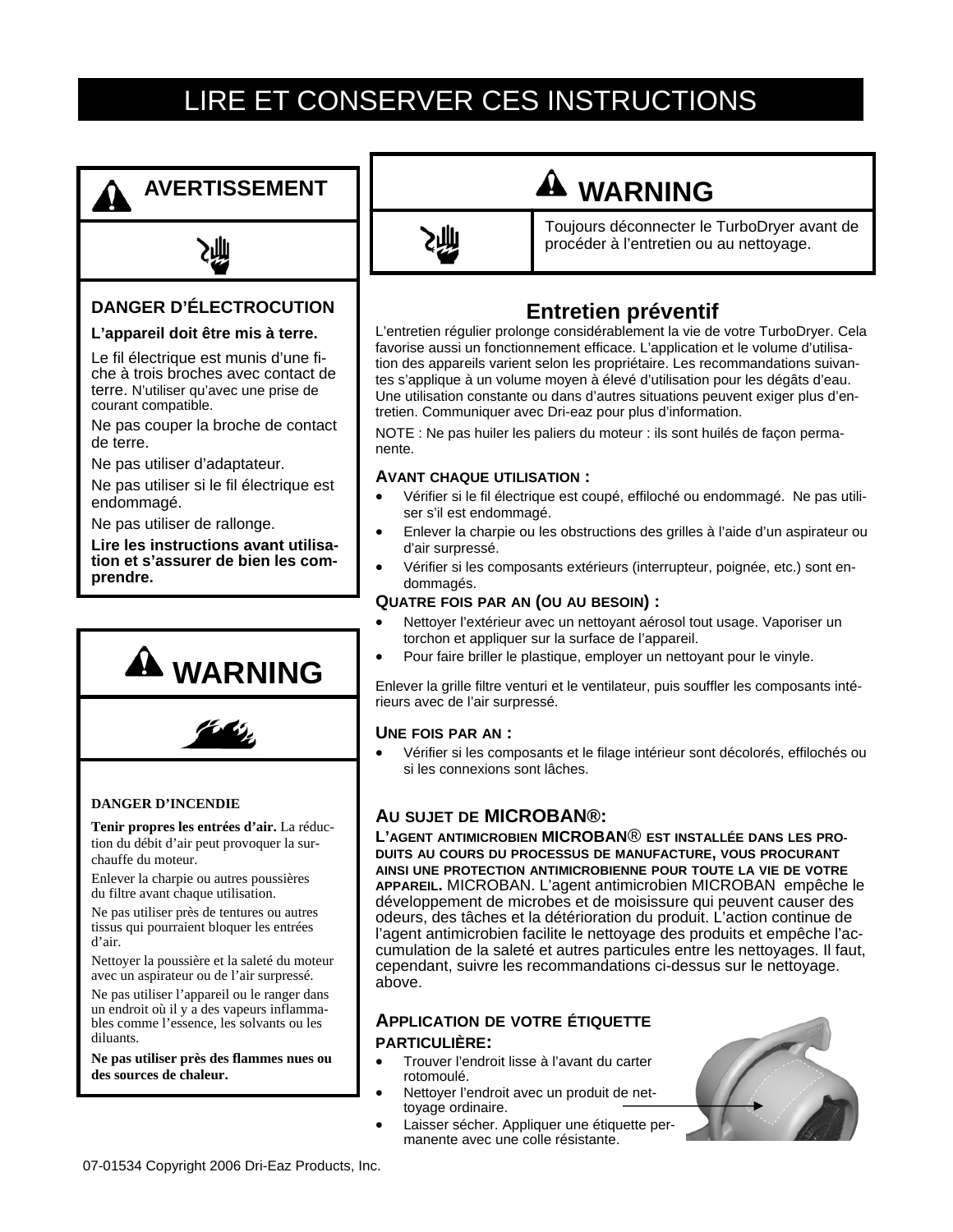# LIRE ET CONSERVER CES INSTRUCTIONS

## AVERTISSEMENT

**DANGER D'ÉLECTROCUTION**

**L'appareil doit être mis à terre.**

Le fil électrique est munis d'une fiche à trois broches avec contact de terre. N'utiliser qu'avec une prise de courant compatible.

Ne pas couper la broche de contact de terre.

Ne pas utiliser d'adaptateur.

Ne pas utiliser si le fil électrique est endommagé.

Ne pas utiliser de rallonge.

**Lire les instructions avant utilisation et s'assurer de bien les comprendre.**

## WARNING

**DANGER D'INCENDIE**

**Tenir propres les entrées d'air.** La réduction du débit d'air peut provoquer la surchauffe du moteur.

Enlever la charpie ou autres poussières du filtre avant chaque utilisation.

Ne pas utiliser près de tentures ou autres tissus qui pourraient bloquer les entrées d'air.

Nettoyer la poussière et la saleté du moteur avec un aspirateur ou de l'air surpressé.

Ne pas utiliser l'appareil ou le ranger dans un endroit où il y a des vapeurs inflammables comme l'essence, les solvants ou les diluants.

**Ne pas utiliser près des flammes nues ou des sources de chaleur.**

## WARNING

Toujours déconnecter le TurboDryer avant de procéder à l'entretien ou au nettoyage.

## Entretien préventif

L'entretien régulier prolonge considérablement la vie de votre TurboDryer. Cela favorise aussi un fonctionnement efficace. L'application et le volume d'utilisation des appareils varient selon les propriétaire. Les recommandations suivantes s'applique à un volume moyen à élevé d'utilisation pour les dégâts d'eau. Une utilisation constante ou dans d'autres situations peuvent exiger plus d'entretien. Communiquer avec Dri-eaz pour plus d'information.

NOTE : Ne pas huiler les paliers du moteur : ils sont huilés de façon permanente.

**AVANT CHAQUE UTILISATION :**

- Vérifier si le fil électrique est coupé, effiloché ou endommagé. Ne pas utiliser s'il est endommagé.
- Enlever la charpie ou les obstructions des grilles à l'aide d'un aspirateur ou d'air surpressé.
- Vérifier si les composants extérieurs (interrupteur, poignée, etc.) sont endommagés.

**QUATRE FOIS PAR AN (OU AU BESOIN) :**

- Nettoyer l'extérieur avec un nettoyant aérosol tout usage. Vaporiser un torchon et appliquer sur la surface de l'appareil.
- Pour faire briller le plastique, employer un nettoyant pour le vinyle.

Enlever la grille filtre venturi et le ventilateur, puis souffler les composants intérieurs avec de l'air surpressé.

**UNE FOIS PAR AN :**

- Vérifier si les composants et le filage intérieur sont décolorés, effilochés ou si les connexions sont lâches.

**AU SUJET DE MICROBAN®:**

**L'AGENT ANTIMICROBIEN MICROBAN® EST INSTALLÉE DANS LES PRODUITS AU COURS DU PROCESSUS DE MANUFACTURE, VOUS PROCURANT AINSI UNE PROTECTION ANTIMICROBIENNE POUR TOUTE LA VIE DE VOTRE APPAREIL.** MICROBAN. L'agent antimicrobien MICROBAN empêche le développement de microbes et de moisissure qui peuvent causer des odeurs, des tâches et la détérioration du produit. L'action continue de l'agent antimicrobien facilite le nettoyage des produits et empêche l'accumulation de la saleté et autres particules entre les nettoyages. Il faut, cependant, suivre les recommandations ci-dessus sur le nettoyage. above.

**APPLICATION DE VOTRE ÉTIQUETTE PARTICULIÈRE:**

- Trouver l'endroit lisse à l'avant du carter rotomoulé.
- Nettoyer l'endroit avec un produit de nettoyage ordinaire.
- Laisser sécher. Appliquer une étiquette permanente avec une colle résistante.

07-01534 Copyright 2006 Dri-Eaz Products, Inc.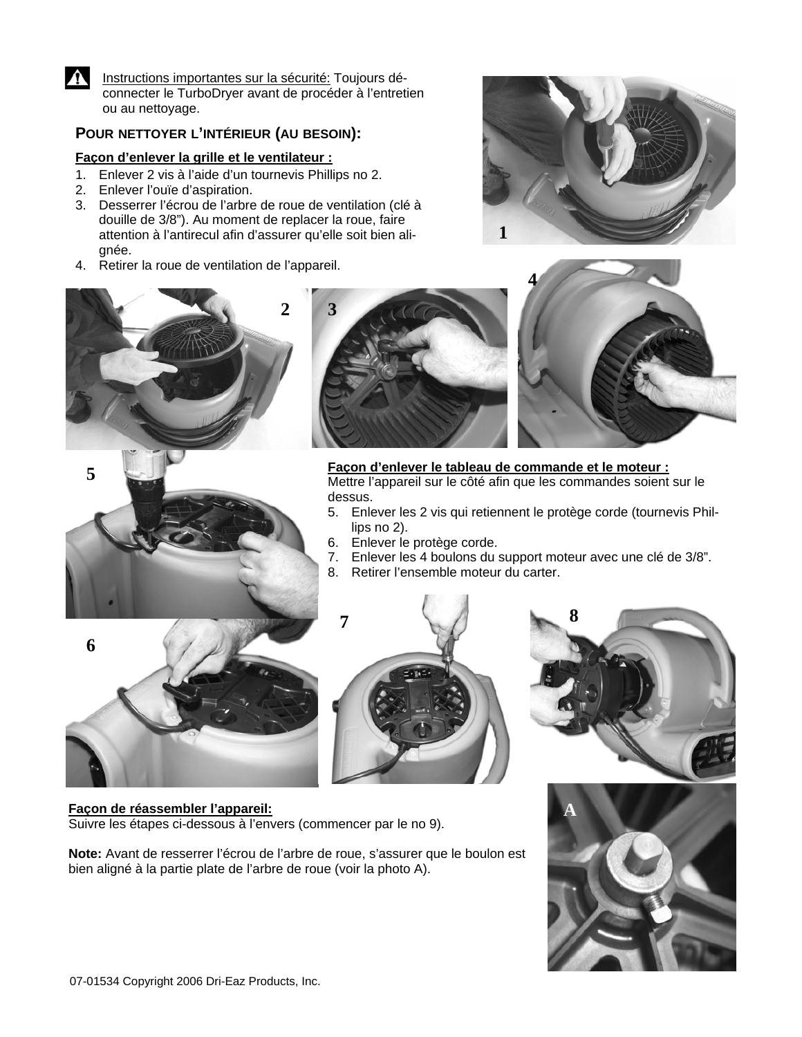⚠ Instructions importantes sur la sécurité: Toujours déconnecter le TurboDryer avant de procéder à l'entretien ou au nettoyage.

## POUR NETTOYER L'INTÉRIEUR (AU BESOIN):

**Façon d'enlever la grille et le ventilateur :**

1. Enlever 2 vis à l'aide d'un tournevis Phillips no 2.
2. Enlever l'ouïe d'aspiration.
3. Desserrer l'écrou de l'arbre de roue de ventilation (clé à douille de 3/8"). Au moment de replacer la roue, faire attention à l'antirecul afin d'assurer qu'elle soit bien alignée.
4. Retirer la roue de ventilation de l'appareil.

**Façon d'enlever le tableau de commande et le moteur :**
Mettre l'appareil sur le côté afin que les commandes soient sur le dessus.

5. Enlever les 2 vis qui retiennent le protège corde (tournevis Phillips no 2).
6. Enlever le protège corde.
7. Enlever les 4 boulons du support moteur avec une clé de 3/8".
8. Retirer l'ensemble moteur du carter.

**Façon de réassembler l'appareil:**
Suivre les étapes ci-dessous à l'envers (commencer par le no 9).

**Note:** Avant de resserrer l'écrou de l'arbre de roue, s'assurer que le boulon est bien aligné à la partie plate de l'arbre de roue (voir la photo A).

07-01534 Copyright 2006 Dri-Eaz Products, Inc.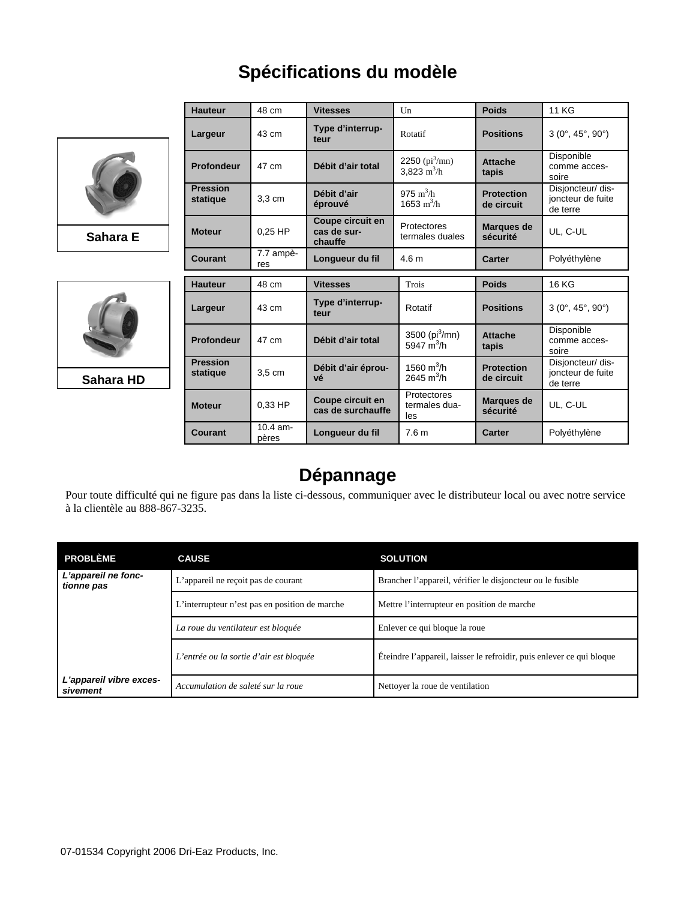# Spécifications du modèle

**Sahara E**

| | | | | | |
|---|---|---|---|---|---|
| **Hauteur** | 48 cm | **Vitesses** | Un | **Poids** | 11 KG |
| **Largeur** | 43 cm | **Type d'interrup-teur** | Rotatif | **Positions** | 3 (0°, 45°, 90°) |
| **Profondeur** | 47 cm | **Débit d'air total** | 2250 (pi$^3$/mn) 3,823 m$^3$/h | **Attache tapis** | Disponible comme acces-soire |
| **Pression statique** | 3,3 cm | **Débit d'air éprouvé** | 975 m$^3$/h 1653 m$^3$/h | **Protection de circuit** | Disjoncteur/ dis-joncteur de fuite de terre |
| **Moteur** | 0,25 HP | **Coupe circuit en cas de sur-chauffe** | Protectores termales duales | **Marques de sécurité** | UL, C-UL |
| **Courant** | 7.7 ampè-res | **Longueur du fil** | 4.6 m | **Carter** | Polyéthylène |

**Sahara HD**

| | | | | | |
|---|---|---|---|---|---|
| **Hauteur** | 48 cm | **Vitesses** | Trois | **Poids** | 16 KG |
| **Largeur** | 43 cm | **Type d'interrup-teur** | Rotatif | **Positions** | 3 (0°, 45°, 90°) |
| **Profondeur** | 47 cm | **Débit d'air total** | 3500 (pi$^3$/mn) 5947 m$^3$/h | **Attache tapis** | Disponible comme acces-soire |
| **Pression statique** | 3,5 cm | **Débit d'air éprou-vé** | 1560 m$^3$/h 2645 m$^3$/h | **Protection de circuit** | Disjoncteur/ dis-joncteur de fuite de terre |
| **Moteur** | 0,33 HP | **Coupe circuit en cas de surchauffe** | Protectores termales dua-les | **Marques de sécurité** | UL, C-UL |
| **Courant** | 10.4 am-pères | **Longueur du fil** | 7.6 m | **Carter** | Polyéthylène |

# Dépannage

Pour toute difficulté qui ne figure pas dans la liste ci-dessous, communiquer avec le distributeur local ou avec notre service à la clientèle au 888-867-3235.

| PROBLÈME | CAUSE | SOLUTION |
|---|---|---|
| ***L'appareil ne fonc-tionne pas*** | L'appareil ne reçoit pas de courant | Brancher l'appareil, vérifier le disjoncteur ou le fusible |
| | L'interrupteur n'est pas en position de marche | Mettre l'interrupteur en position de marche |
| | *La roue du ventilateur est bloquée* | Enlever ce qui bloque la roue |
| | *L'entrée ou la sortie d'air est bloquée* | Éteindre l'appareil, laisser le refroidir, puis enlever ce qui bloque |
| ***L'appareil vibre exces-sivement*** | *Accumulation de saleté sur la roue* | Nettoyer la roue de ventilation |

07-01534 Copyright 2006 Dri-Eaz Products, Inc.